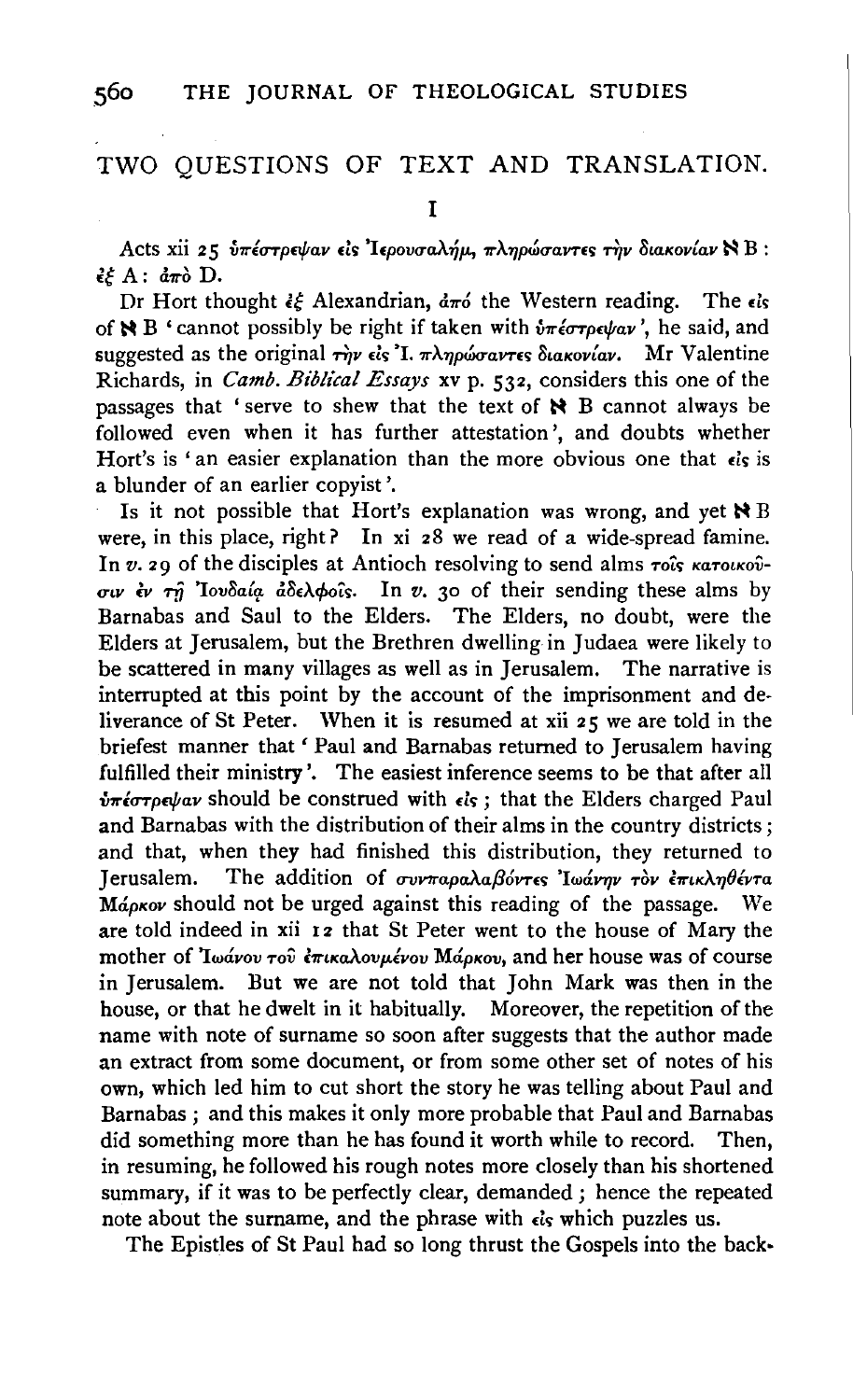# TWO QUESTIONS OF TEXT AND TRANSLATION.

## I

Acts xii 25 ὑπέστρεψαν εἰς Ἰερουσαλήμ, πληρώσαντες τὴν διακονίαν ℵ B : ἐξ A : ἀπὸ D.

Dr Hort thought ἐξ Alexandrian, ἀπό the Western reading. The εἰς of ℵ B 'cannot possibly be right if taken with ὑπέστρεψαν', he said, and suggested as the original τὴν εἰς Ἰ. πληρώσαντες διακονίαν. Mr Valentine Richards, in *Camb. Biblical Essays* xv p. 532, considers this one of the passages that 'serve to shew that the text of ℵ B cannot always be followed even when it has further attestation', and doubts whether Hort's is 'an easier explanation than the more obvious one that εἰς is a blunder of an earlier copyist'.

Is it not possible that Hort's explanation was wrong, and yet ℵ B were, in this place, right? In xi 28 we read of a wide-spread famine. In *v.* 29 of the disciples at Antioch resolving to send alms τοῖς κατοικοῦσιν ἐν τῇ Ἰουδαίᾳ ἀδελφοῖς. In *v.* 30 of their sending these alms by Barnabas and Saul to the Elders. The Elders, no doubt, were the Elders at Jerusalem, but the Brethren dwelling in Judaea were likely to be scattered in many villages as well as in Jerusalem. The narrative is interrupted at this point by the account of the imprisonment and deliverance of St Peter. When it is resumed at xii 25 we are told in the briefest manner that 'Paul and Barnabas returned to Jerusalem having fulfilled their ministry'. The easiest inference seems to be that after all ὑπέστρεψαν should be construed with εἰς; that the Elders charged Paul and Barnabas with the distribution of their alms in the country districts; and that, when they had finished this distribution, they returned to Jerusalem. The addition of συνπαραλαβόντες Ἰωάνην τὸν ἐπικληθέντα Μάρκον should not be urged against this reading of the passage. We are told indeed in xii 12 that St Peter went to the house of Mary the mother of Ἰωάνου τοῦ ἐπικαλουμένου Μάρκου, and her house was of course in Jerusalem. But we are not told that John Mark was then in the house, or that he dwelt in it habitually. Moreover, the repetition of the name with note of surname so soon after suggests that the author made an extract from some document, or from some other set of notes of his own, which led him to cut short the story he was telling about Paul and Barnabas; and this makes it only more probable that Paul and Barnabas did something more than he has found it worth while to record. Then, in resuming, he followed his rough notes more closely than his shortened summary, if it was to be perfectly clear, demanded; hence the repeated note about the surname, and the phrase with εἰς which puzzles us.

The Epistles of St Paul had so long thrust the Gospels into the back-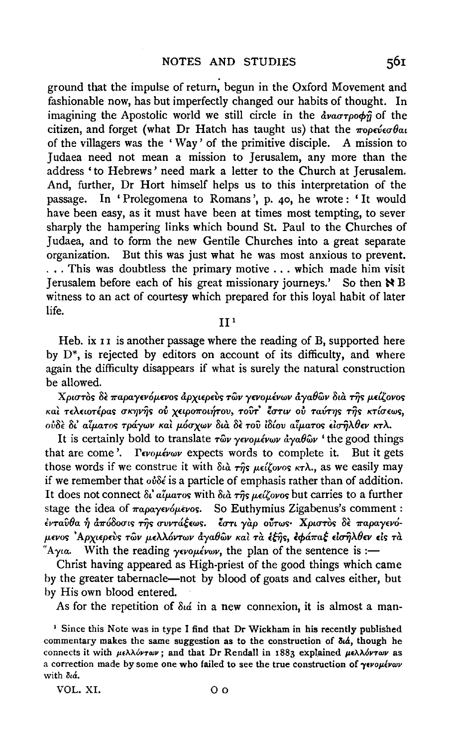ground that the impulse of return, begun in the Oxford Movement and fashionable now, has but imperfectly changed our habits of thought. In imagining the Apostolic world we still circle in the ἀναστροφῇ of the citizen, and forget (what Dr Hatch has taught us) that the πορεύεσθαι of the villagers was the 'Way' of the primitive disciple. A mission to Judaea need not mean a mission to Jerusalem, any more than the address 'to Hebrews' need mark a letter to the Church at Jerusalem. And, further, Dr Hort himself helps us to this interpretation of the passage. In 'Prolegomena to Romans', p. 40, he wrote: 'It would have been easy, as it must have been at times most tempting, to sever sharply the hampering links which bound St. Paul to the Churches of Judaea, and to form the new Gentile Churches into a great separate organization. But this was just what he was most anxious to prevent. . . . This was doubtless the primary motive . . . which made him visit Jerusalem before each of his great missionary journeys.' So then ℵ B witness to an act of courtesy which prepared for this loyal habit of later life.

## II[1]

Heb. ix 11 is another passage where the reading of B, supported here by D*, is rejected by editors on account of its difficulty, and where again the difficulty disappears if what is surely the natural construction be allowed.

*Χριστὸς δὲ παραγενόμενος ἀρχιερεὺς τῶν γενομένων ἀγαθῶν διὰ τῆς μείζονος καὶ τελειοτέρας σκηνῆς οὐ χειροποιήτου, τοῦτ' ἔστιν οὐ ταύτης τῆς κτίσεως, οὐδὲ δι' αἵματος τράγων καὶ μόσχων διὰ δὲ τοῦ ἰδίου αἵματος εἰσῆλθεν κτλ.*

It is certainly bold to translate τῶν γενομένων ἀγαθῶν 'the good things that are come'. Γενομένων expects words to complete it. But it gets those words if we construe it with διὰ τῆς μείζονος κτλ., as we easily may if we remember that οὐδέ is a particle of emphasis rather than of addition. It does not connect δι' αἵματος with διὰ τῆς μείζονος but carries to a further stage the idea of παραγενόμενος. So Euthymius Zigabenus's comment: ἐνταῦθα ἡ ἀπόδοσις τῆς συντάξεως. ἔστι γὰρ οὕτως· Χριστὸς δὲ παραγενόμενος Ἀρχιερεὺς τῶν μελλόντων ἀγαθῶν καὶ τὰ ἑξῆς, ἐφάπαξ εἰσῆλθεν εἰς τὰ Ἅγια. With the reading γενομένων, the plan of the sentence is :—

Christ having appeared as High-priest of the good things which came by the greater tabernacle—not by blood of goats and calves either, but by His own blood entered.

As for the repetition of διά in a new connexion, it is almost a man-

[1] Since this Note was in type I find that Dr Wickham in his recently published commentary makes the same suggestion as to the construction of διά, though he connects it with μελλόντων; and that Dr Rendall in 1883 explained μελλόντων as a correction made by some one who failed to see the true construction of γενομένων with διά.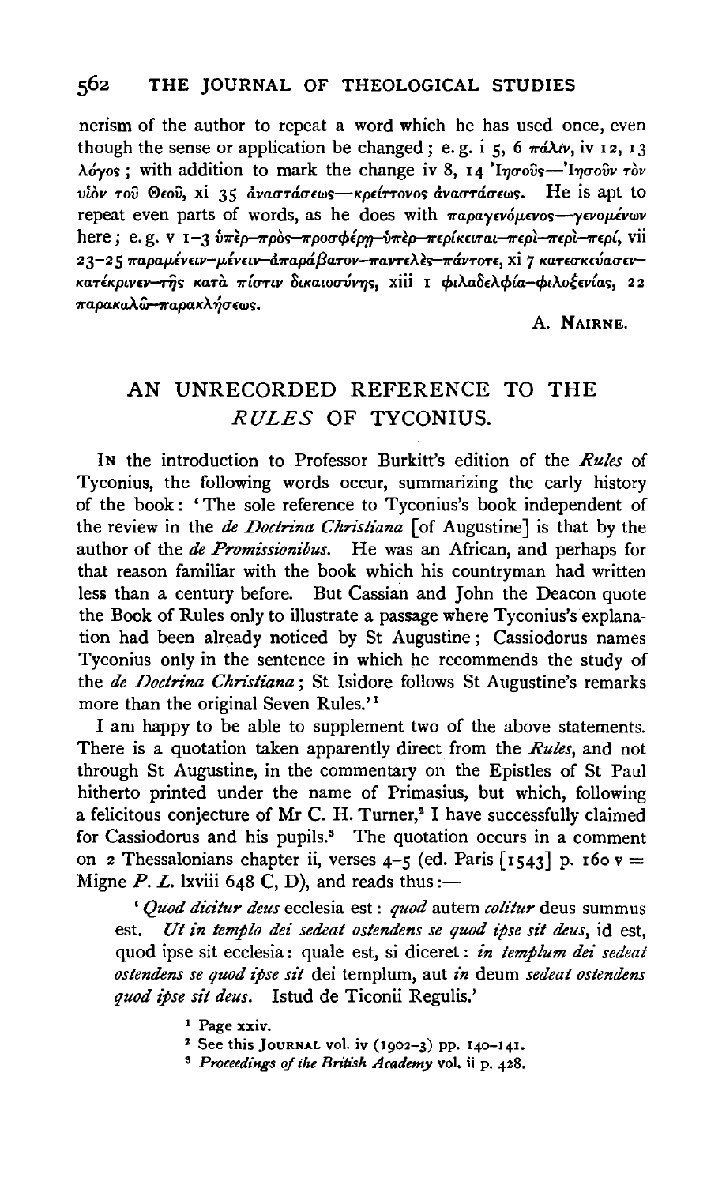nerism of the author to repeat a word which he has used once, even though the sense or application be changed; e.g. i 5, 6 πάλιν, iv 12, 13 λόγος; with addition to mark the change iv 8, 14 Ἰησοῦς—Ἰησοῦν τὸν υἱὸν τοῦ Θεοῦ, xi 35 ἀναστάσεως—κρείττονος ἀναστάσεως. He is apt to repeat even parts of words, as he does with παραγενόμενος—γενομένων here; e.g. v 1–3 ὑπὲρ–πρὸς–προσφέρῃ–ὑπὲρ–περίκειται–περὶ–περὶ–περί, vii 23–25 παραμένειν–μένειν–ἀπαράβατον–παντελὲς–πάντοτε, xi 7 κατεσκεύασεν–κατέκρινεν–τῆς κατὰ πίστιν δικαιοσύνης, xiii 1 φιλαδελφία–φιλοξενίας, 22 παρακαλῶ–παρακλήσεως.

A. Nairne.

## AN UNRECORDED REFERENCE TO THE *RULES* OF TYCONIUS.

In the introduction to Professor Burkitt's edition of the *Rules* of Tyconius, the following words occur, summarizing the early history of the book: 'The sole reference to Tyconius's book independent of the review in the *de Doctrina Christiana* [of Augustine] is that by the author of the *de Promissionibus*. He was an African, and perhaps for that reason familiar with the book which his countryman had written less than a century before. But Cassian and John the Deacon quote the Book of Rules only to illustrate a passage where Tyconius's explanation had been already noticed by St Augustine; Cassiodorus names Tyconius only in the sentence in which he recommends the study of the *de Doctrina Christiana*; St Isidore follows St Augustine's remarks more than the original Seven Rules.'[1]

I am happy to be able to supplement two of the above statements. There is a quotation taken apparently direct from the *Rules*, and not through St Augustine, in the commentary on the Epistles of St Paul hitherto printed under the name of Primasius, but which, following a felicitous conjecture of Mr C. H. Turner,[2] I have successfully claimed for Cassiodorus and his pupils.[3] The quotation occurs in a comment on 2 Thessalonians chapter ii, verses 4–5 (ed. Paris [1543] p. 160 v = Migne *P. L.* lxviii 648 C, D), and reads thus:—

> '*Quod dicitur deus* ecclesia est: *quod* autem *colitur* deus summus est. *Ut in templo dei sedeat ostendens se quod ipse sit deus*, id est, quod ipse sit ecclesia: quale est, si diceret: *in templum dei sedeat ostendens se quod ipse sit* dei templum, aut *in* deum *sedeat ostendens quod ipse sit deus*. Istud de Ticonii Regulis.'

[1] Page xxiv.

[2] See this Journal vol. iv (1902–3) pp. 140–141.

[3] *Proceedings of the British Academy* vol. ii p. 428.